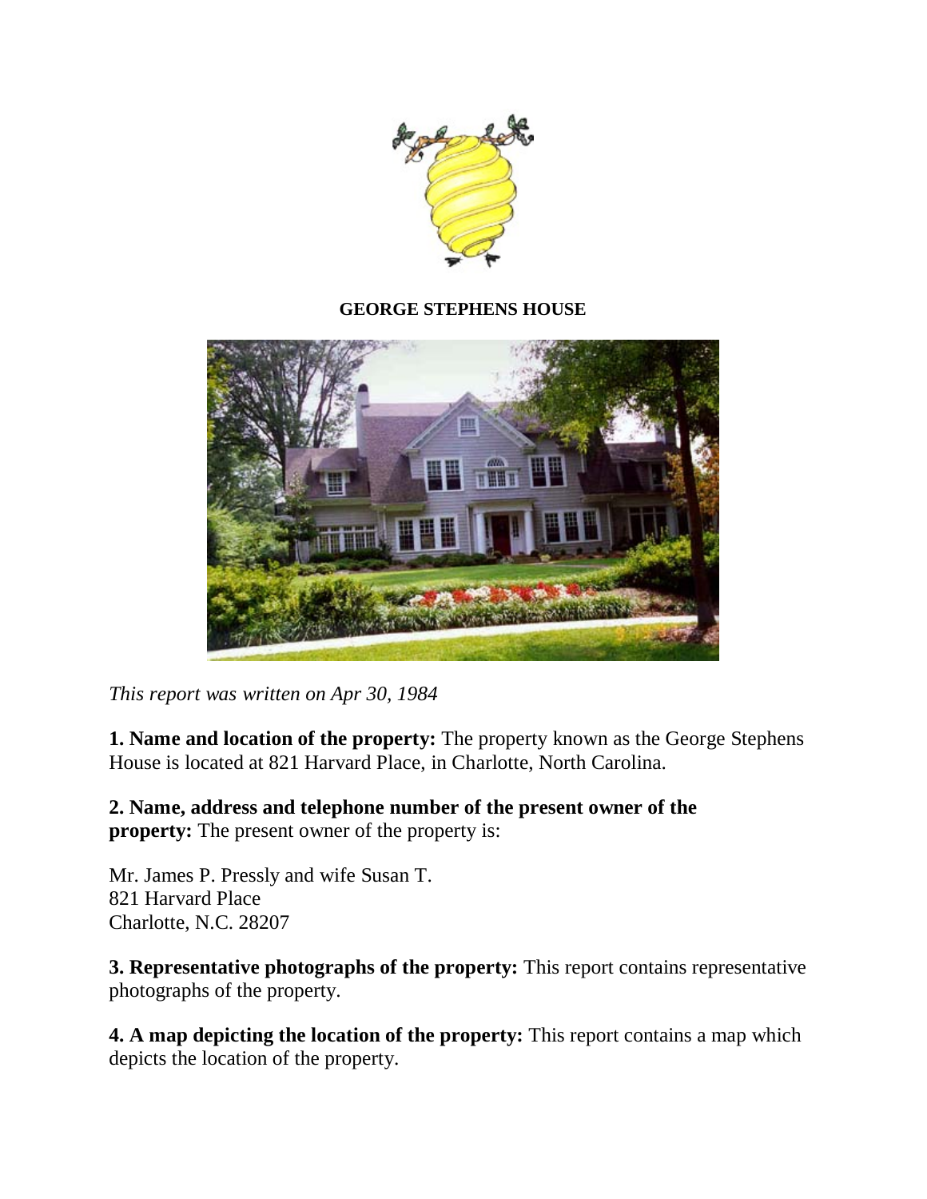**GEORGE STEPHENS HOUSE**

*This report was written on Apr 30, 1984*

**1. Name and location of the property:** The property known as the George Stephens House is located at 821 Harvard Place, in Charlotte, North Carolina.

**2. Name, address and telephone number of the present owner of the property:** The present owner of the property is:

Mr. James P. Pressly and wife Susan T.
821 Harvard Place
Charlotte, N.C. 28207

**3. Representative photographs of the property:** This report contains representative photographs of the property.

**4. A map depicting the location of the property:** This report contains a map which depicts the location of the property.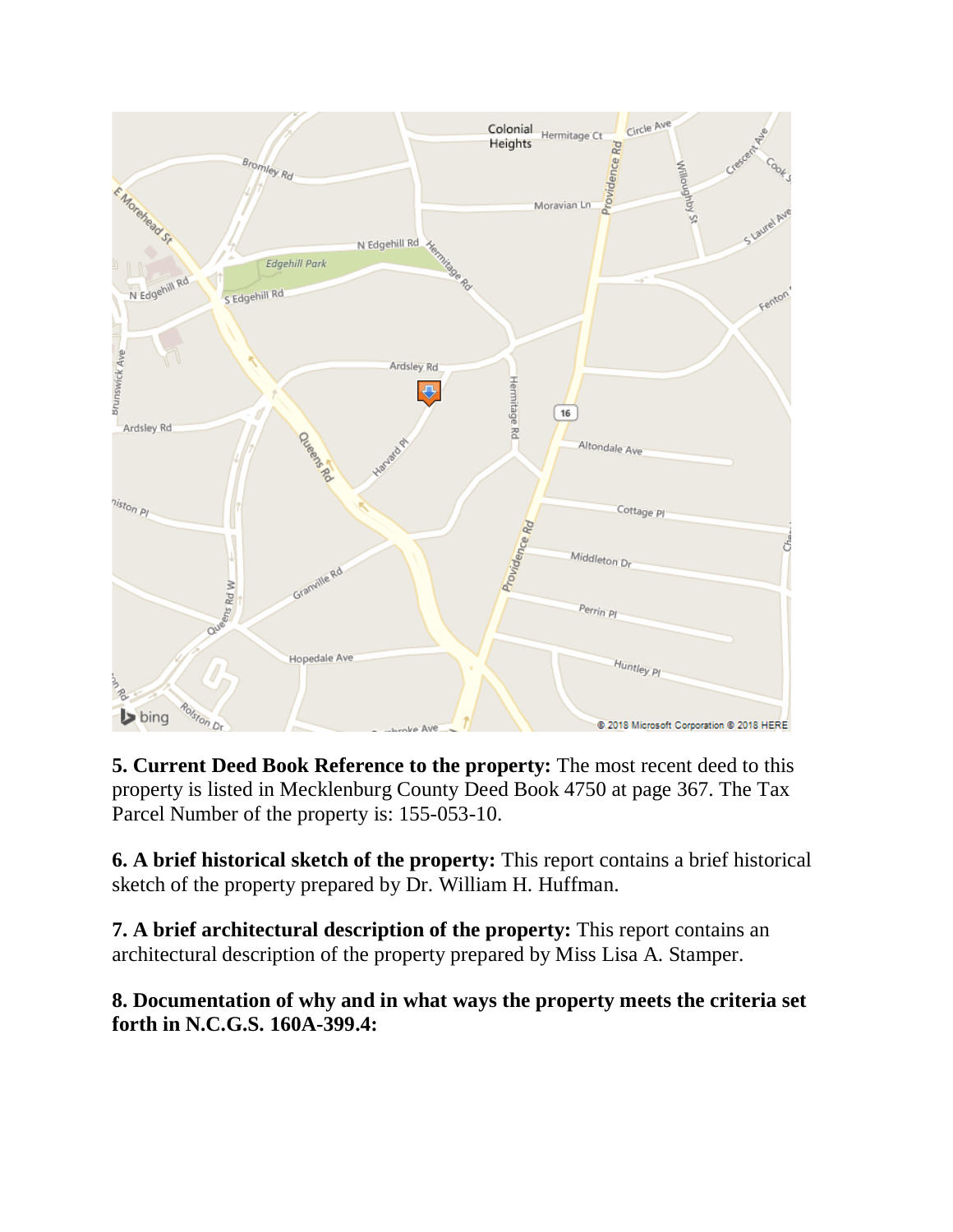**5. Current Deed Book Reference to the property:** The most recent deed to this property is listed in Mecklenburg County Deed Book 4750 at page 367. The Tax Parcel Number of the property is: 155-053-10.

**6. A brief historical sketch of the property:** This report contains a brief historical sketch of the property prepared by Dr. William H. Huffman.

**7. A brief architectural description of the property:** This report contains an architectural description of the property prepared by Miss Lisa A. Stamper.

**8. Documentation of why and in what ways the property meets the criteria set forth in N.C.G.S. 160A-399.4:**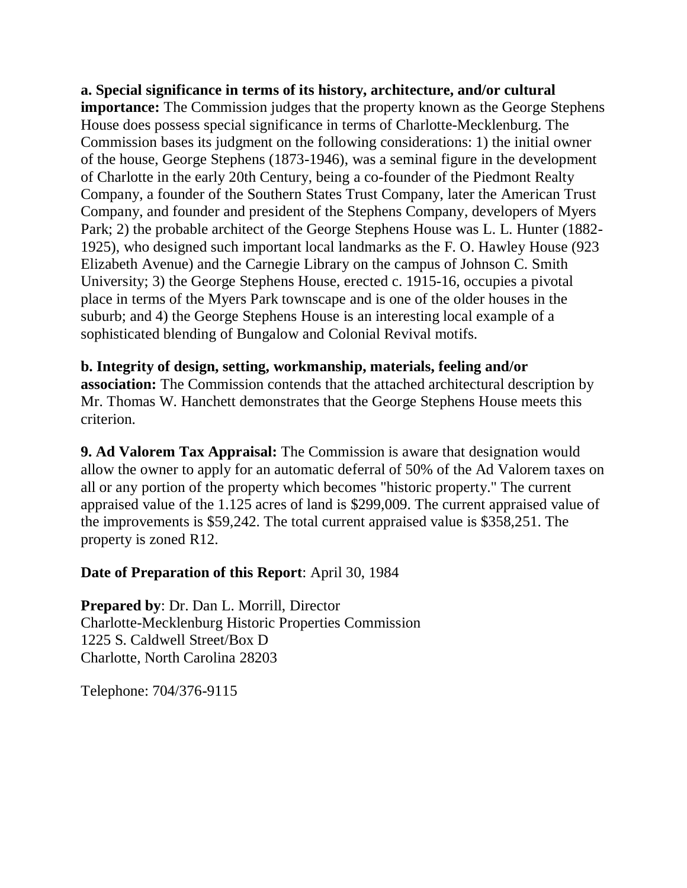**a. Special significance in terms of its history, architecture, and/or cultural importance:** The Commission judges that the property known as the George Stephens House does possess special significance in terms of Charlotte-Mecklenburg. The Commission bases its judgment on the following considerations: 1) the initial owner of the house, George Stephens (1873-1946), was a seminal figure in the development of Charlotte in the early 20th Century, being a co-founder of the Piedmont Realty Company, a founder of the Southern States Trust Company, later the American Trust Company, and founder and president of the Stephens Company, developers of Myers Park; 2) the probable architect of the George Stephens House was L. L. Hunter (1882-1925), who designed such important local landmarks as the F. O. Hawley House (923 Elizabeth Avenue) and the Carnegie Library on the campus of Johnson C. Smith University; 3) the George Stephens House, erected c. 1915-16, occupies a pivotal place in terms of the Myers Park townscape and is one of the older houses in the suburb; and 4) the George Stephens House is an interesting local example of a sophisticated blending of Bungalow and Colonial Revival motifs.

**b. Integrity of design, setting, workmanship, materials, feeling and/or association:** The Commission contends that the attached architectural description by Mr. Thomas W. Hanchett demonstrates that the George Stephens House meets this criterion.

**9. Ad Valorem Tax Appraisal:** The Commission is aware that designation would allow the owner to apply for an automatic deferral of 50% of the Ad Valorem taxes on all or any portion of the property which becomes "historic property." The current appraised value of the 1.125 acres of land is $299,009. The current appraised value of the improvements is $59,242. The total current appraised value is $358,251. The property is zoned R12.

**Date of Preparation of this Report**: April 30, 1984

**Prepared by**: Dr. Dan L. Morrill, Director
Charlotte-Mecklenburg Historic Properties Commission
1225 S. Caldwell Street/Box D
Charlotte, North Carolina 28203

Telephone: 704/376-9115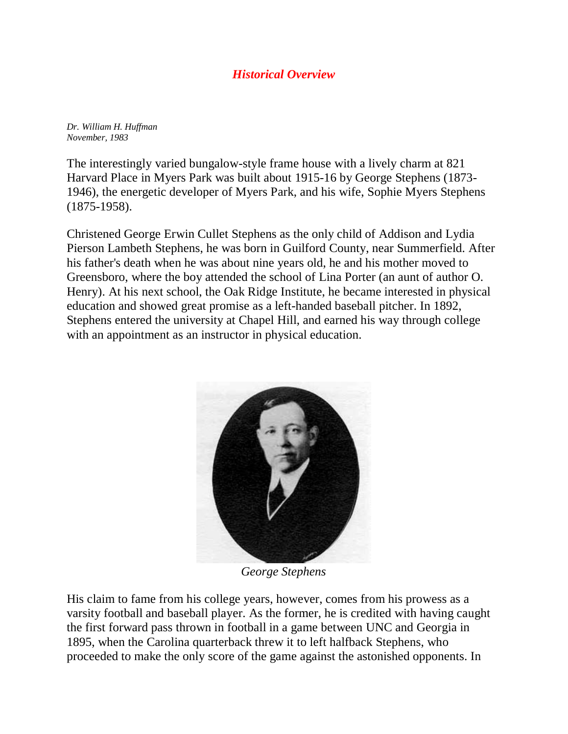## *Historical Overview*

*Dr. William H. Huffman*
*November, 1983*

The interestingly varied bungalow-style frame house with a lively charm at 821 Harvard Place in Myers Park was built about 1915-16 by George Stephens (1873-1946), the energetic developer of Myers Park, and his wife, Sophie Myers Stephens (1875-1958).

Christened George Erwin Cullet Stephens as the only child of Addison and Lydia Pierson Lambeth Stephens, he was born in Guilford County, near Summerfield. After his father's death when he was about nine years old, he and his mother moved to Greensboro, where the boy attended the school of Lina Porter (an aunt of author O. Henry). At his next school, the Oak Ridge Institute, he became interested in physical education and showed great promise as a left-handed baseball pitcher. In 1892, Stephens entered the university at Chapel Hill, and earned his way through college with an appointment as an instructor in physical education.

*George Stephens*

His claim to fame from his college years, however, comes from his prowess as a varsity football and baseball player. As the former, he is credited with having caught the first forward pass thrown in football in a game between UNC and Georgia in 1895, when the Carolina quarterback threw it to left halfback Stephens, who proceeded to make the only score of the game against the astonished opponents. In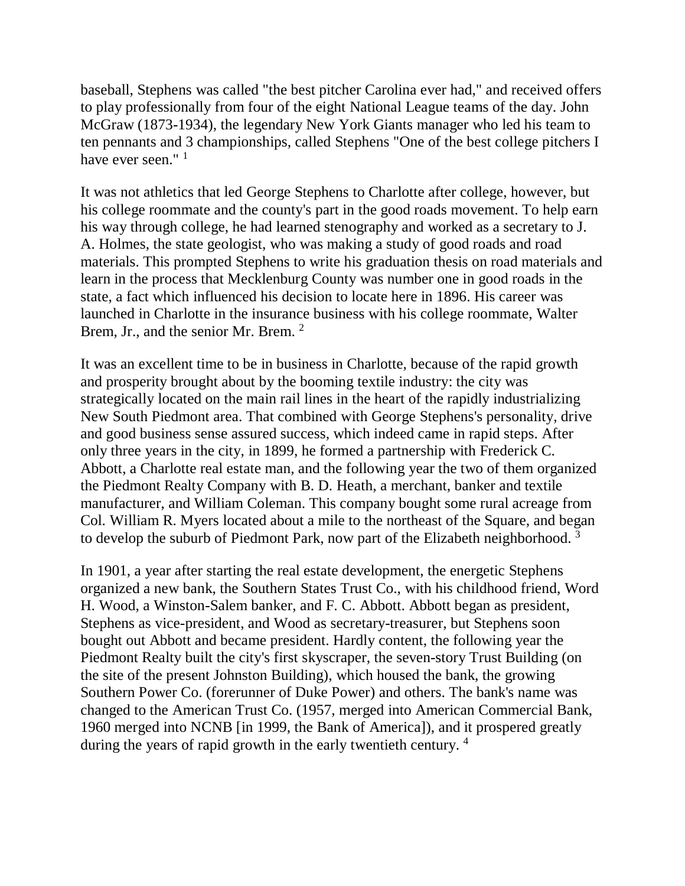baseball, Stephens was called "the best pitcher Carolina ever had," and received offers to play professionally from four of the eight National League teams of the day. John McGraw (1873-1934), the legendary New York Giants manager who led his team to ten pennants and 3 championships, called Stephens "One of the best college pitchers I have ever seen." [1]

It was not athletics that led George Stephens to Charlotte after college, however, but his college roommate and the county's part in the good roads movement. To help earn his way through college, he had learned stenography and worked as a secretary to J. A. Holmes, the state geologist, who was making a study of good roads and road materials. This prompted Stephens to write his graduation thesis on road materials and learn in the process that Mecklenburg County was number one in good roads in the state, a fact which influenced his decision to locate here in 1896. His career was launched in Charlotte in the insurance business with his college roommate, Walter Brem, Jr., and the senior Mr. Brem. [2]

It was an excellent time to be in business in Charlotte, because of the rapid growth and prosperity brought about by the booming textile industry: the city was strategically located on the main rail lines in the heart of the rapidly industrializing New South Piedmont area. That combined with George Stephens's personality, drive and good business sense assured success, which indeed came in rapid steps. After only three years in the city, in 1899, he formed a partnership with Frederick C. Abbott, a Charlotte real estate man, and the following year the two of them organized the Piedmont Realty Company with B. D. Heath, a merchant, banker and textile manufacturer, and William Coleman. This company bought some rural acreage from Col. William R. Myers located about a mile to the northeast of the Square, and began to develop the suburb of Piedmont Park, now part of the Elizabeth neighborhood. [3]

In 1901, a year after starting the real estate development, the energetic Stephens organized a new bank, the Southern States Trust Co., with his childhood friend, Word H. Wood, a Winston-Salem banker, and F. C. Abbott. Abbott began as president, Stephens as vice-president, and Wood as secretary-treasurer, but Stephens soon bought out Abbott and became president. Hardly content, the following year the Piedmont Realty built the city's first skyscraper, the seven-story Trust Building (on the site of the present Johnston Building), which housed the bank, the growing Southern Power Co. (forerunner of Duke Power) and others. The bank's name was changed to the American Trust Co. (1957, merged into American Commercial Bank, 1960 merged into NCNB [in 1999, the Bank of America]), and it prospered greatly during the years of rapid growth in the early twentieth century. [4]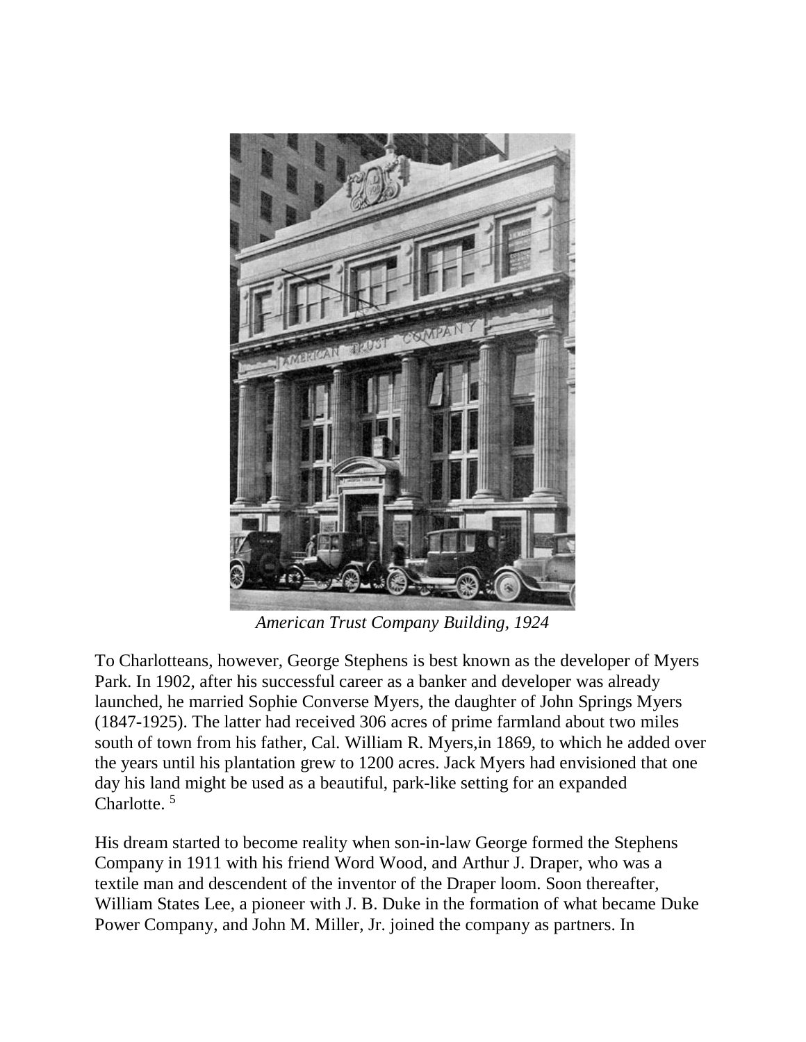*American Trust Company Building, 1924*

To Charlotteans, however, George Stephens is best known as the developer of Myers Park. In 1902, after his successful career as a banker and developer was already launched, he married Sophie Converse Myers, the daughter of John Springs Myers (1847-1925). The latter had received 306 acres of prime farmland about two miles south of town from his father, Cal. William R. Myers,in 1869, to which he added over the years until his plantation grew to 1200 acres. Jack Myers had envisioned that one day his land might be used as a beautiful, park-like setting for an expanded Charlotte. [5]

His dream started to become reality when son-in-law George formed the Stephens Company in 1911 with his friend Word Wood, and Arthur J. Draper, who was a textile man and descendent of the inventor of the Draper loom. Soon thereafter, William States Lee, a pioneer with J. B. Duke in the formation of what became Duke Power Company, and John M. Miller, Jr. joined the company as partners. In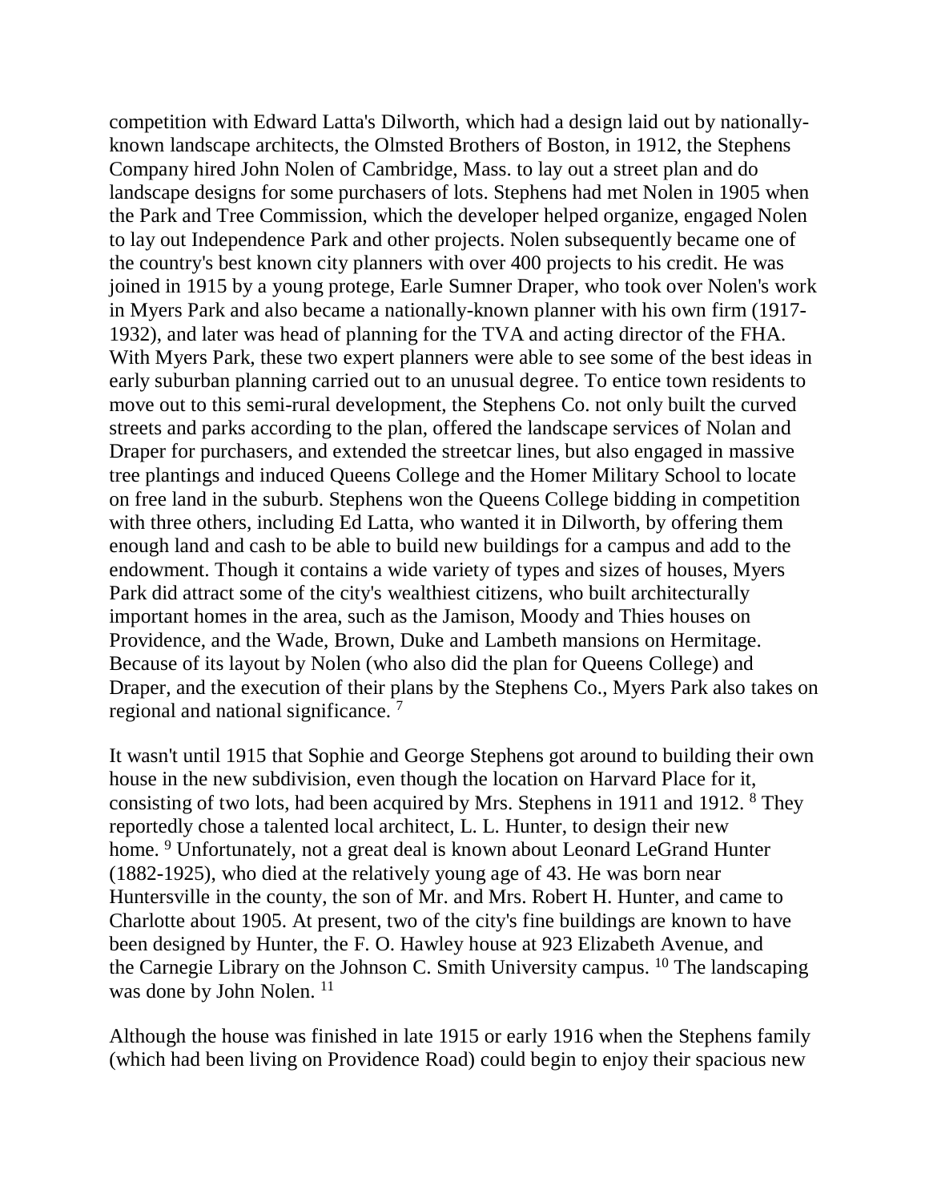competition with Edward Latta's Dilworth, which had a design laid out by nationally-known landscape architects, the Olmsted Brothers of Boston, in 1912, the Stephens Company hired John Nolen of Cambridge, Mass. to lay out a street plan and do landscape designs for some purchasers of lots. Stephens had met Nolen in 1905 when the Park and Tree Commission, which the developer helped organize, engaged Nolen to lay out Independence Park and other projects. Nolen subsequently became one of the country's best known city planners with over 400 projects to his credit. He was joined in 1915 by a young protege, Earle Sumner Draper, who took over Nolen's work in Myers Park and also became a nationally-known planner with his own firm (1917-1932), and later was head of planning for the TVA and acting director of the FHA. With Myers Park, these two expert planners were able to see some of the best ideas in early suburban planning carried out to an unusual degree. To entice town residents to move out to this semi-rural development, the Stephens Co. not only built the curved streets and parks according to the plan, offered the landscape services of Nolan and Draper for purchasers, and extended the streetcar lines, but also engaged in massive tree plantings and induced Queens College and the Homer Military School to locate on free land in the suburb. Stephens won the Queens College bidding in competition with three others, including Ed Latta, who wanted it in Dilworth, by offering them enough land and cash to be able to build new buildings for a campus and add to the endowment. Though it contains a wide variety of types and sizes of houses, Myers Park did attract some of the city's wealthiest citizens, who built architecturally important homes in the area, such as the Jamison, Moody and Thies houses on Providence, and the Wade, Brown, Duke and Lambeth mansions on Hermitage. Because of its layout by Nolen (who also did the plan for Queens College) and Draper, and the execution of their plans by the Stephens Co., Myers Park also takes on regional and national significance. [7]

It wasn't until 1915 that Sophie and George Stephens got around to building their own house in the new subdivision, even though the location on Harvard Place for it, consisting of two lots, had been acquired by Mrs. Stephens in 1911 and 1912. [8] They reportedly chose a talented local architect, L. L. Hunter, to design their new home. [9] Unfortunately, not a great deal is known about Leonard LeGrand Hunter (1882-1925), who died at the relatively young age of 43. He was born near Huntersville in the county, the son of Mr. and Mrs. Robert H. Hunter, and came to Charlotte about 1905. At present, two of the city's fine buildings are known to have been designed by Hunter, the F. O. Hawley house at 923 Elizabeth Avenue, and the Carnegie Library on the Johnson C. Smith University campus. [10] The landscaping was done by John Nolen. [11]

Although the house was finished in late 1915 or early 1916 when the Stephens family (which had been living on Providence Road) could begin to enjoy their spacious new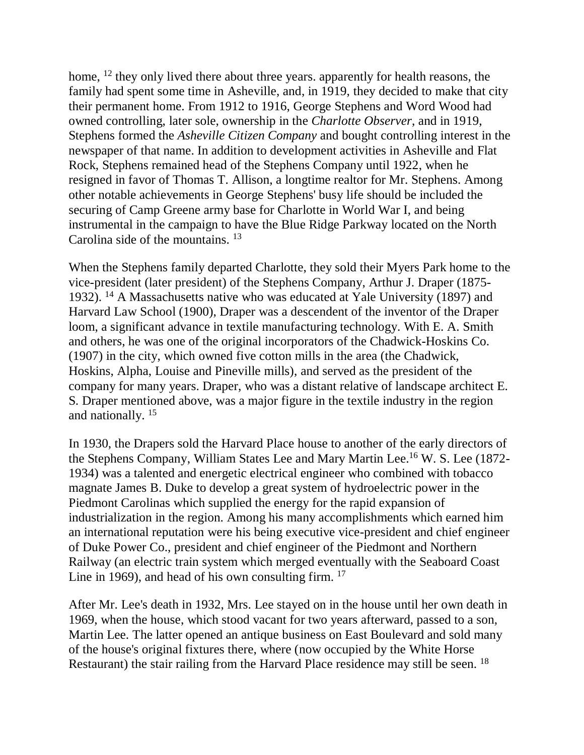home, [12] they only lived there about three years. apparently for health reasons, the family had spent some time in Asheville, and, in 1919, they decided to make that city their permanent home. From 1912 to 1916, George Stephens and Word Wood had owned controlling, later sole, ownership in the *Charlotte Observer*, and in 1919, Stephens formed the *Asheville Citizen Company* and bought controlling interest in the newspaper of that name. In addition to development activities in Asheville and Flat Rock, Stephens remained head of the Stephens Company until 1922, when he resigned in favor of Thomas T. Allison, a longtime realtor for Mr. Stephens. Among other notable achievements in George Stephens' busy life should be included the securing of Camp Greene army base for Charlotte in World War I, and being instrumental in the campaign to have the Blue Ridge Parkway located on the North Carolina side of the mountains. [13]

When the Stephens family departed Charlotte, they sold their Myers Park home to the vice-president (later president) of the Stephens Company, Arthur J. Draper (1875-1932). [14] A Massachusetts native who was educated at Yale University (1897) and Harvard Law School (1900), Draper was a descendent of the inventor of the Draper loom, a significant advance in textile manufacturing technology. With E. A. Smith and others, he was one of the original incorporators of the Chadwick-Hoskins Co. (1907) in the city, which owned five cotton mills in the area (the Chadwick, Hoskins, Alpha, Louise and Pineville mills), and served as the president of the company for many years. Draper, who was a distant relative of landscape architect E. S. Draper mentioned above, was a major figure in the textile industry in the region and nationally. [15]

In 1930, the Drapers sold the Harvard Place house to another of the early directors of the Stephens Company, William States Lee and Mary Martin Lee.[16] W. S. Lee (1872-1934) was a talented and energetic electrical engineer who combined with tobacco magnate James B. Duke to develop a great system of hydroelectric power in the Piedmont Carolinas which supplied the energy for the rapid expansion of industrialization in the region. Among his many accomplishments which earned him an international reputation were his being executive vice-president and chief engineer of Duke Power Co., president and chief engineer of the Piedmont and Northern Railway (an electric train system which merged eventually with the Seaboard Coast Line in 1969), and head of his own consulting firm. [17]

After Mr. Lee's death in 1932, Mrs. Lee stayed on in the house until her own death in 1969, when the house, which stood vacant for two years afterward, passed to a son, Martin Lee. The latter opened an antique business on East Boulevard and sold many of the house's original fixtures there, where (now occupied by the White Horse Restaurant) the stair railing from the Harvard Place residence may still be seen. [18]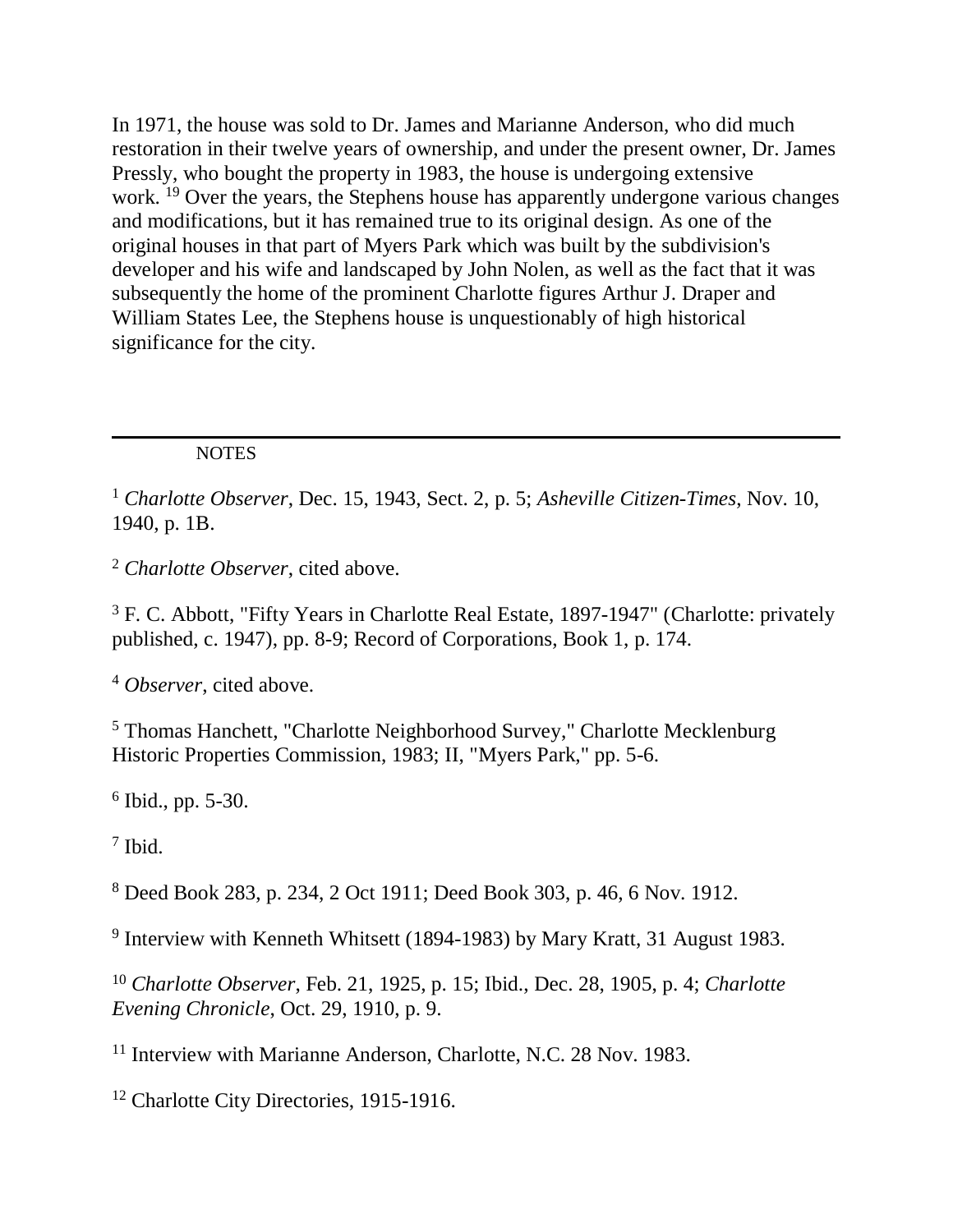In 1971, the house was sold to Dr. James and Marianne Anderson, who did much restoration in their twelve years of ownership, and under the present owner, Dr. James Pressly, who bought the property in 1983, the house is undergoing extensive work. [19] Over the years, the Stephens house has apparently undergone various changes and modifications, but it has remained true to its original design. As one of the original houses in that part of Myers Park which was built by the subdivision's developer and his wife and landscaped by John Nolen, as well as the fact that it was subsequently the home of the prominent Charlotte figures Arthur J. Draper and William States Lee, the Stephens house is unquestionably of high historical significance for the city.

---

NOTES

[1] *Charlotte Observer*, Dec. 15, 1943, Sect. 2, p. 5; *Asheville Citizen-Times*, Nov. 10, 1940, p. 1B.

[2] *Charlotte Observer*, cited above.

[3] F. C. Abbott, "Fifty Years in Charlotte Real Estate, 1897-1947" (Charlotte: privately published, c. 1947), pp. 8-9; Record of Corporations, Book 1, p. 174.

[4] *Observer*, cited above.

[5] Thomas Hanchett, "Charlotte Neighborhood Survey," Charlotte Mecklenburg Historic Properties Commission, 1983; II, "Myers Park," pp. 5-6.

[6] Ibid., pp. 5-30.

[7] Ibid.

[8] Deed Book 283, p. 234, 2 Oct 1911; Deed Book 303, p. 46, 6 Nov. 1912.

[9] Interview with Kenneth Whitsett (1894-1983) by Mary Kratt, 31 August 1983.

[10] *Charlotte Observer*, Feb. 21, 1925, p. 15; Ibid., Dec. 28, 1905, p. 4; *Charlotte Evening Chronicle*, Oct. 29, 1910, p. 9.

[11] Interview with Marianne Anderson, Charlotte, N.C. 28 Nov. 1983.

[12] Charlotte City Directories, 1915-1916.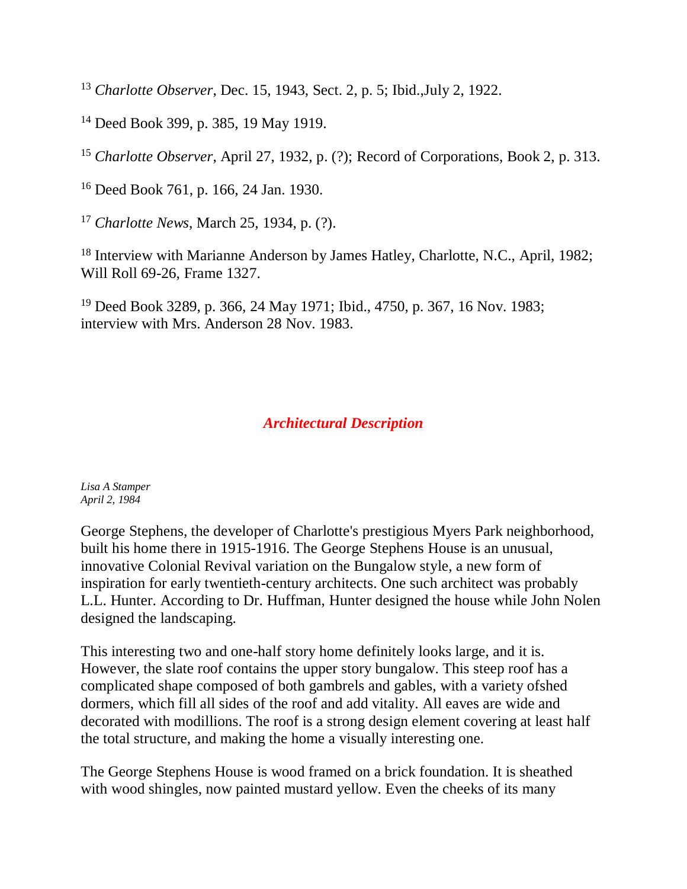[13] *Charlotte Observer*, Dec. 15, 1943, Sect. 2, p. 5; Ibid.,July 2, 1922.

[14] Deed Book 399, p. 385, 19 May 1919.

[15] *Charlotte Observer*, April 27, 1932, p. (?); Record of Corporations, Book 2, p. 313.

[16] Deed Book 761, p. 166, 24 Jan. 1930.

[17] *Charlotte News*, March 25, 1934, p. (?).

[18] Interview with Marianne Anderson by James Hatley, Charlotte, N.C., April, 1982; Will Roll 69-26, Frame 1327.

[19] Deed Book 3289, p. 366, 24 May 1971; Ibid., 4750, p. 367, 16 Nov. 1983; interview with Mrs. Anderson 28 Nov. 1983.

## *Architectural Description*

*Lisa A Stamper*
*April 2, 1984*

George Stephens, the developer of Charlotte's prestigious Myers Park neighborhood, built his home there in 1915-1916. The George Stephens House is an unusual, innovative Colonial Revival variation on the Bungalow style, a new form of inspiration for early twentieth-century architects. One such architect was probably L.L. Hunter. According to Dr. Huffman, Hunter designed the house while John Nolen designed the landscaping.

This interesting two and one-half story home definitely looks large, and it is. However, the slate roof contains the upper story bungalow. This steep roof has a complicated shape composed of both gambrels and gables, with a variety ofshed dormers, which fill all sides of the roof and add vitality. All eaves are wide and decorated with modillions. The roof is a strong design element covering at least half the total structure, and making the home a visually interesting one.

The George Stephens House is wood framed on a brick foundation. It is sheathed with wood shingles, now painted mustard yellow. Even the cheeks of its many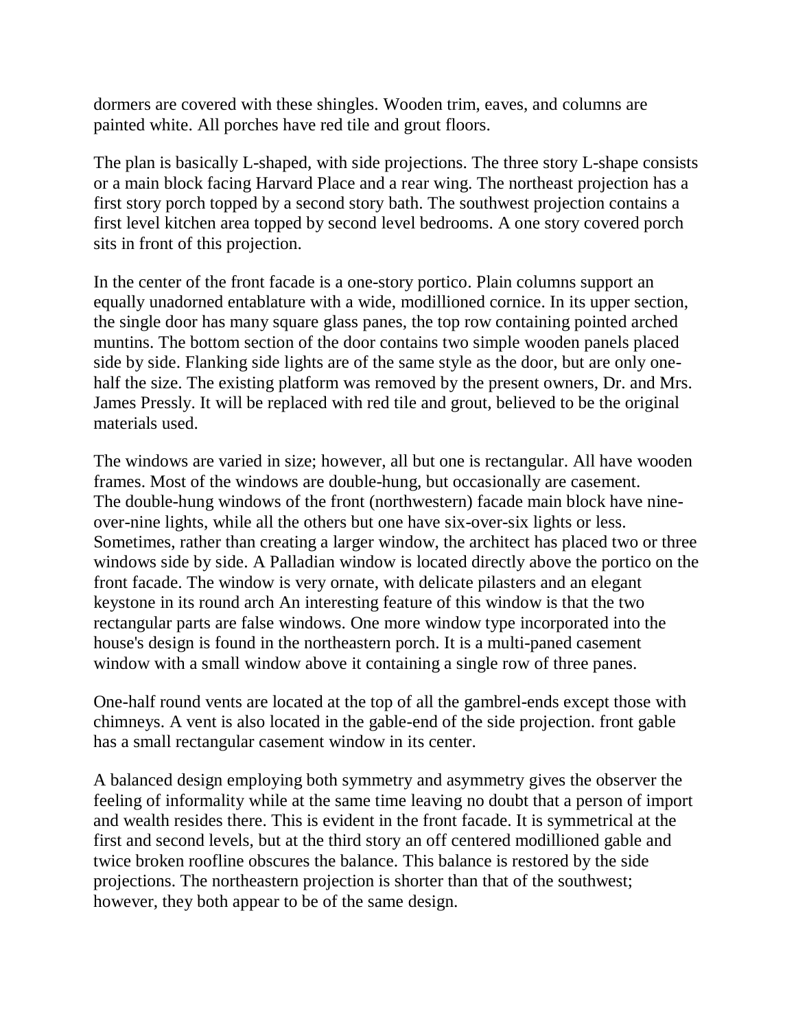dormers are covered with these shingles. Wooden trim, eaves, and columns are painted white. All porches have red tile and grout floors.

The plan is basically L-shaped, with side projections. The three story L-shape consists or a main block facing Harvard Place and a rear wing. The northeast projection has a first story porch topped by a second story bath. The southwest projection contains a first level kitchen area topped by second level bedrooms. A one story covered porch sits in front of this projection.

In the center of the front facade is a one-story portico. Plain columns support an equally unadorned entablature with a wide, modillioned cornice. In its upper section, the single door has many square glass panes, the top row containing pointed arched muntins. The bottom section of the door contains two simple wooden panels placed side by side. Flanking side lights are of the same style as the door, but are only one-half the size. The existing platform was removed by the present owners, Dr. and Mrs. James Pressly. It will be replaced with red tile and grout, believed to be the original materials used.

The windows are varied in size; however, all but one is rectangular. All have wooden frames. Most of the windows are double-hung, but occasionally are casement. The double-hung windows of the front (northwestern) facade main block have nine-over-nine lights, while all the others but one have six-over-six lights or less. Sometimes, rather than creating a larger window, the architect has placed two or three windows side by side. A Palladian window is located directly above the portico on the front facade. The window is very ornate, with delicate pilasters and an elegant keystone in its round arch An interesting feature of this window is that the two rectangular parts are false windows. One more window type incorporated into the house's design is found in the northeastern porch. It is a multi-paned casement window with a small window above it containing a single row of three panes.

One-half round vents are located at the top of all the gambrel-ends except those with chimneys. A vent is also located in the gable-end of the side projection. front gable has a small rectangular casement window in its center.

A balanced design employing both symmetry and asymmetry gives the observer the feeling of informality while at the same time leaving no doubt that a person of import and wealth resides there. This is evident in the front facade. It is symmetrical at the first and second levels, but at the third story an off centered modillioned gable and twice broken roofline obscures the balance. This balance is restored by the side projections. The northeastern projection is shorter than that of the southwest; however, they both appear to be of the same design.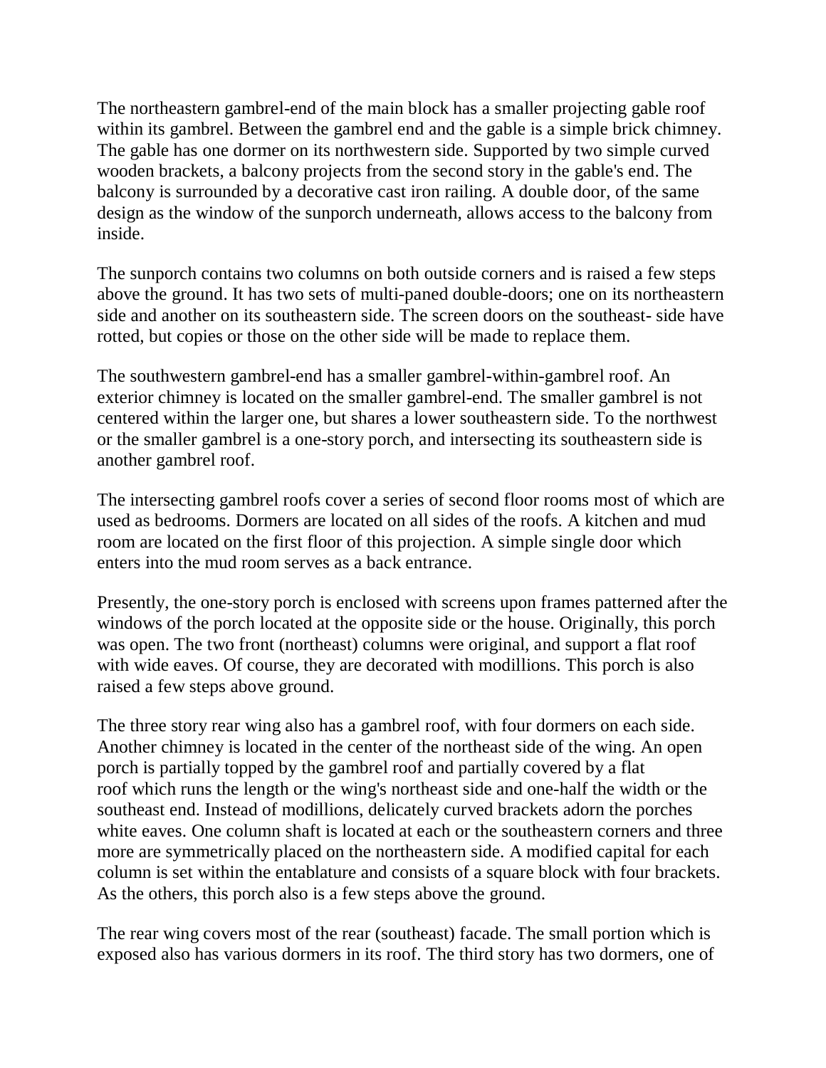The northeastern gambrel-end of the main block has a smaller projecting gable roof within its gambrel. Between the gambrel end and the gable is a simple brick chimney. The gable has one dormer on its northwestern side. Supported by two simple curved wooden brackets, a balcony projects from the second story in the gable's end. The balcony is surrounded by a decorative cast iron railing. A double door, of the same design as the window of the sunporch underneath, allows access to the balcony from inside.

The sunporch contains two columns on both outside corners and is raised a few steps above the ground. It has two sets of multi-paned double-doors; one on its northeastern side and another on its southeastern side. The screen doors on the southeast- side have rotted, but copies or those on the other side will be made to replace them.

The southwestern gambrel-end has a smaller gambrel-within-gambrel roof. An exterior chimney is located on the smaller gambrel-end. The smaller gambrel is not centered within the larger one, but shares a lower southeastern side. To the northwest or the smaller gambrel is a one-story porch, and intersecting its southeastern side is another gambrel roof.

The intersecting gambrel roofs cover a series of second floor rooms most of which are used as bedrooms. Dormers are located on all sides of the roofs. A kitchen and mud room are located on the first floor of this projection. A simple single door which enters into the mud room serves as a back entrance.

Presently, the one-story porch is enclosed with screens upon frames patterned after the windows of the porch located at the opposite side or the house. Originally, this porch was open. The two front (northeast) columns were original, and support a flat roof with wide eaves. Of course, they are decorated with modillions. This porch is also raised a few steps above ground.

The three story rear wing also has a gambrel roof, with four dormers on each side. Another chimney is located in the center of the northeast side of the wing. An open porch is partially topped by the gambrel roof and partially covered by a flat roof which runs the length or the wing's northeast side and one-half the width or the southeast end. Instead of modillions, delicately curved brackets adorn the porches white eaves. One column shaft is located at each or the southeastern corners and three more are symmetrically placed on the northeastern side. A modified capital for each column is set within the entablature and consists of a square block with four brackets. As the others, this porch also is a few steps above the ground.

The rear wing covers most of the rear (southeast) facade. The small portion which is exposed also has various dormers in its roof. The third story has two dormers, one of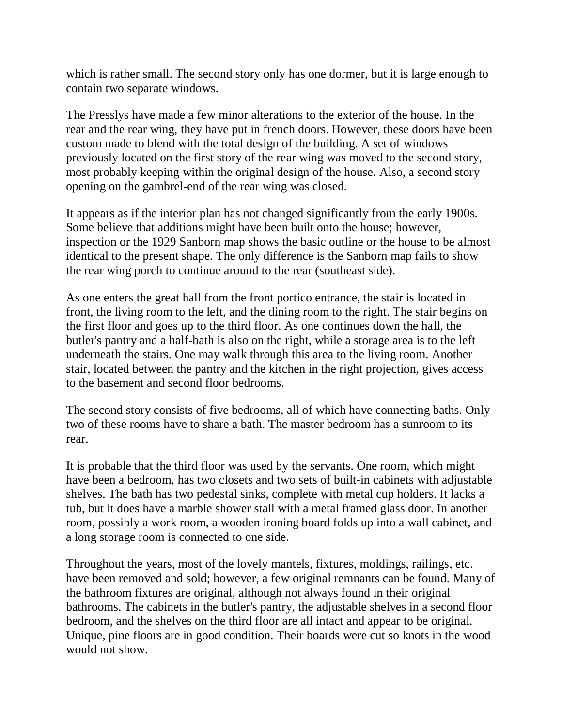which is rather small. The second story only has one dormer, but it is large enough to contain two separate windows.

The Presslys have made a few minor alterations to the exterior of the house. In the rear and the rear wing, they have put in french doors. However, these doors have been custom made to blend with the total design of the building. A set of windows previously located on the first story of the rear wing was moved to the second story, most probably keeping within the original design of the house. Also, a second story opening on the gambrel-end of the rear wing was closed.

It appears as if the interior plan has not changed significantly from the early 1900s. Some believe that additions might have been built onto the house; however, inspection or the 1929 Sanborn map shows the basic outline or the house to be almost identical to the present shape. The only difference is the Sanborn map fails to show the rear wing porch to continue around to the rear (southeast side).

As one enters the great hall from the front portico entrance, the stair is located in front, the living room to the left, and the dining room to the right. The stair begins on the first floor and goes up to the third floor. As one continues down the hall, the butler's pantry and a half-bath is also on the right, while a storage area is to the left underneath the stairs. One may walk through this area to the living room. Another stair, located between the pantry and the kitchen in the right projection, gives access to the basement and second floor bedrooms.

The second story consists of five bedrooms, all of which have connecting baths. Only two of these rooms have to share a bath. The master bedroom has a sunroom to its rear.

It is probable that the third floor was used by the servants. One room, which might have been a bedroom, has two closets and two sets of built-in cabinets with adjustable shelves. The bath has two pedestal sinks, complete with metal cup holders. It lacks a tub, but it does have a marble shower stall with a metal framed glass door. In another room, possibly a work room, a wooden ironing board folds up into a wall cabinet, and a long storage room is connected to one side.

Throughout the years, most of the lovely mantels, fixtures, moldings, railings, etc. have been removed and sold; however, a few original remnants can be found. Many of the bathroom fixtures are original, although not always found in their original bathrooms. The cabinets in the butler's pantry, the adjustable shelves in a second floor bedroom, and the shelves on the third floor are all intact and appear to be original. Unique, pine floors are in good condition. Their boards were cut so knots in the wood would not show.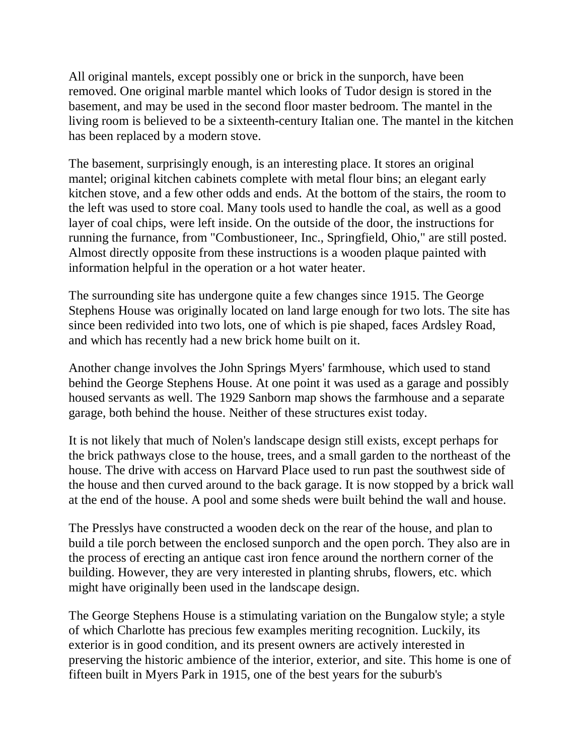All original mantels, except possibly one or brick in the sunporch, have been removed. One original marble mantel which looks of Tudor design is stored in the basement, and may be used in the second floor master bedroom. The mantel in the living room is believed to be a sixteenth-century Italian one. The mantel in the kitchen has been replaced by a modern stove.

The basement, surprisingly enough, is an interesting place. It stores an original mantel; original kitchen cabinets complete with metal flour bins; an elegant early kitchen stove, and a few other odds and ends. At the bottom of the stairs, the room to the left was used to store coal. Many tools used to handle the coal, as well as a good layer of coal chips, were left inside. On the outside of the door, the instructions for running the furnance, from "Combustioneer, Inc., Springfield, Ohio," are still posted. Almost directly opposite from these instructions is a wooden plaque painted with information helpful in the operation or a hot water heater.

The surrounding site has undergone quite a few changes since 1915. The George Stephens House was originally located on land large enough for two lots. The site has since been redivided into two lots, one of which is pie shaped, faces Ardsley Road, and which has recently had a new brick home built on it.

Another change involves the John Springs Myers' farmhouse, which used to stand behind the George Stephens House. At one point it was used as a garage and possibly housed servants as well. The 1929 Sanborn map shows the farmhouse and a separate garage, both behind the house. Neither of these structures exist today.

It is not likely that much of Nolen's landscape design still exists, except perhaps for the brick pathways close to the house, trees, and a small garden to the northeast of the house. The drive with access on Harvard Place used to run past the southwest side of the house and then curved around to the back garage. It is now stopped by a brick wall at the end of the house. A pool and some sheds were built behind the wall and house.

The Presslys have constructed a wooden deck on the rear of the house, and plan to build a tile porch between the enclosed sunporch and the open porch. They also are in the process of erecting an antique cast iron fence around the northern corner of the building. However, they are very interested in planting shrubs, flowers, etc. which might have originally been used in the landscape design.

The George Stephens House is a stimulating variation on the Bungalow style; a style of which Charlotte has precious few examples meriting recognition. Luckily, its exterior is in good condition, and its present owners are actively interested in preserving the historic ambience of the interior, exterior, and site. This home is one of fifteen built in Myers Park in 1915, one of the best years for the suburb's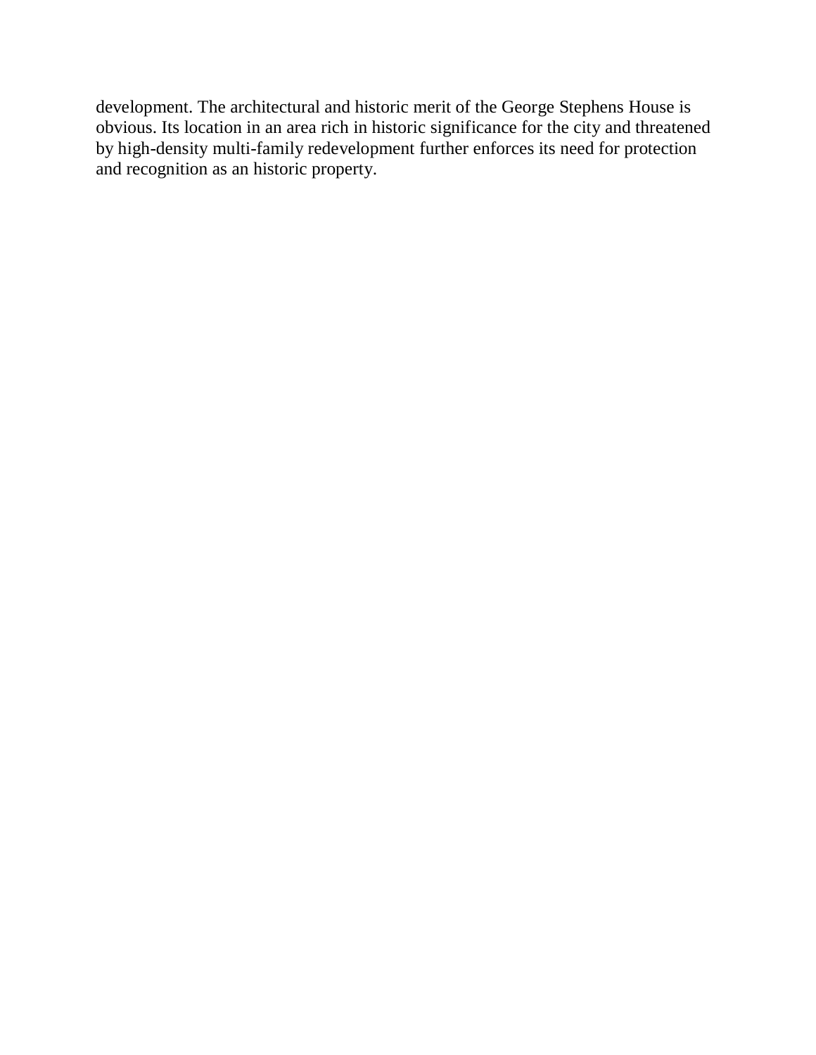development. The architectural and historic merit of the George Stephens House is obvious. Its location in an area rich in historic significance for the city and threatened by high-density multi-family redevelopment further enforces its need for protection and recognition as an historic property.